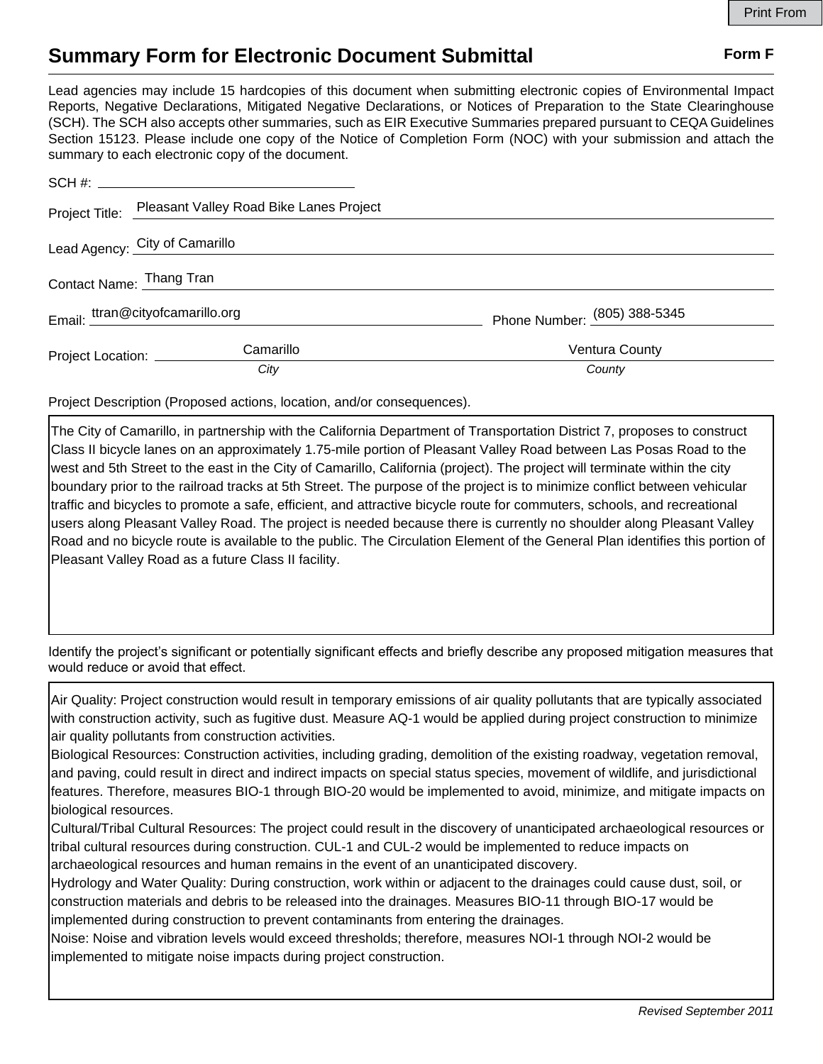# Summary Form for Electronic Document Submittal

**Form F**

Lead agencies may include 15 hardcopies of this document when submitting electronic copies of Environmental Impact Reports, Negative Declarations, Mitigated Negative Declarations, or Notices of Preparation to the State Clearinghouse (SCH). The SCH also accepts other summaries, such as EIR Executive Summaries prepared pursuant to CEQA Guidelines Section 15123. Please include one copy of the Notice of Completion Form (NOC) with your submission and attach the summary to each electronic copy of the document.

SCH #: ______________________

Project Title: Pleasant Valley Road Bike Lanes Project

Lead Agency: City of Camarillo

Contact Name: Thang Tran

Email: ttran@cityofcamarillo.org

Phone Number: (805) 388-5345

Project Location: Camarillo (*City*), Ventura County (*County*)

Project Description (Proposed actions, location, and/or consequences).

The City of Camarillo, in partnership with the California Department of Transportation District 7, proposes to construct Class II bicycle lanes on an approximately 1.75-mile portion of Pleasant Valley Road between Las Posas Road to the west and 5th Street to the east in the City of Camarillo, California (project). The project will terminate within the city boundary prior to the railroad tracks at 5th Street. The purpose of the project is to minimize conflict between vehicular traffic and bicycles to promote a safe, efficient, and attractive bicycle route for commuters, schools, and recreational users along Pleasant Valley Road. The project is needed because there is currently no shoulder along Pleasant Valley Road and no bicycle route is available to the public. The Circulation Element of the General Plan identifies this portion of Pleasant Valley Road as a future Class II facility.

Identify the project's significant or potentially significant effects and briefly describe any proposed mitigation measures that would reduce or avoid that effect.

Air Quality: Project construction would result in temporary emissions of air quality pollutants that are typically associated with construction activity, such as fugitive dust. Measure AQ-1 would be applied during project construction to minimize air quality pollutants from construction activities.
Biological Resources: Construction activities, including grading, demolition of the existing roadway, vegetation removal, and paving, could result in direct and indirect impacts on special status species, movement of wildlife, and jurisdictional features. Therefore, measures BIO-1 through BIO-20 would be implemented to avoid, minimize, and mitigate impacts on biological resources.
Cultural/Tribal Cultural Resources: The project could result in the discovery of unanticipated archaeological resources or tribal cultural resources during construction. CUL-1 and CUL-2 would be implemented to reduce impacts on archaeological resources and human remains in the event of an unanticipated discovery.
Hydrology and Water Quality: During construction, work within or adjacent to the drainages could cause dust, soil, or construction materials and debris to be released into the drainages. Measures BIO-11 through BIO-17 would be implemented during construction to prevent contaminants from entering the drainages.
Noise: Noise and vibration levels would exceed thresholds; therefore, measures NOI-1 through NOI-2 would be implemented to mitigate noise impacts during project construction.

*Revised September 2011*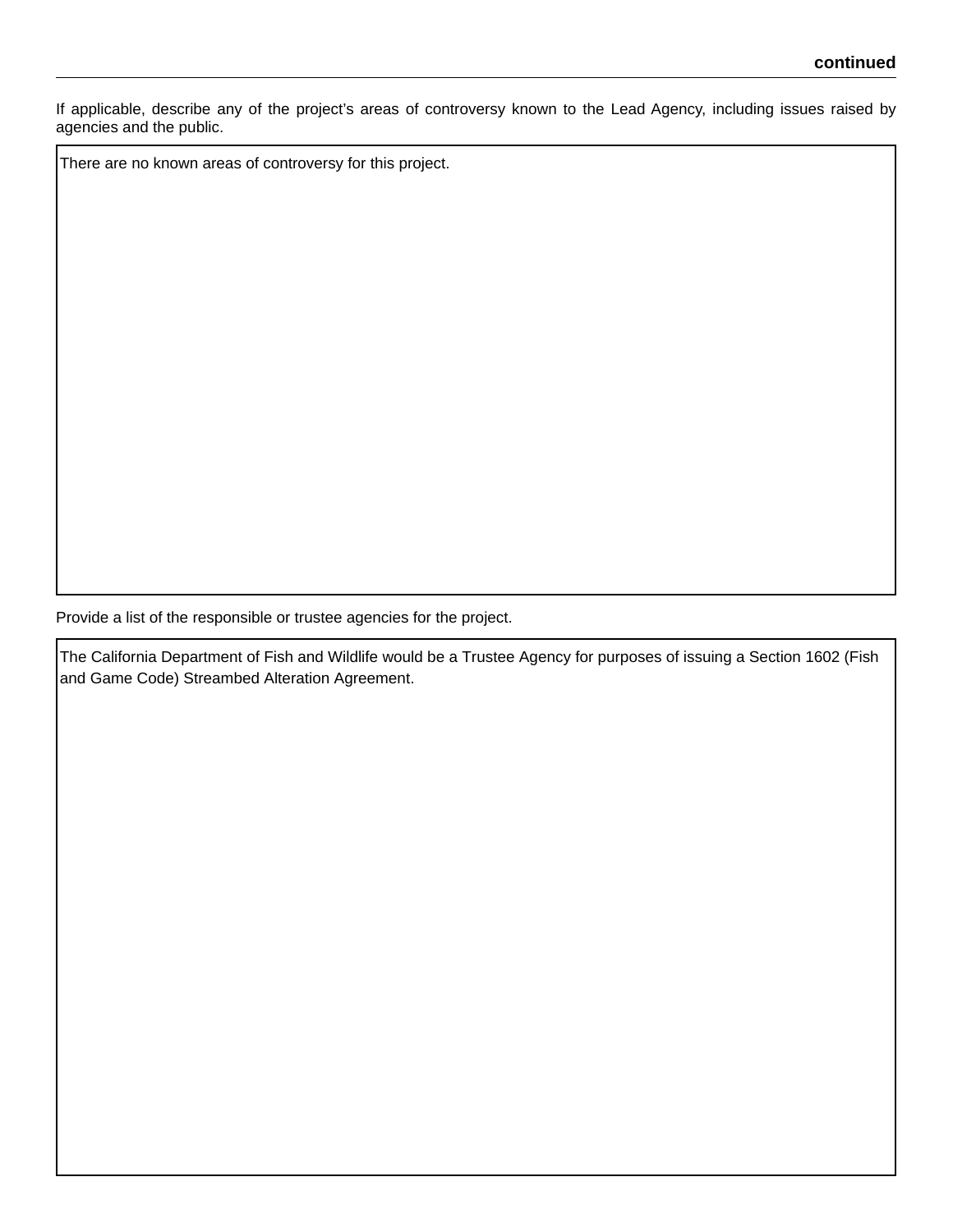**continued**

If applicable, describe any of the project's areas of controversy known to the Lead Agency, including issues raised by agencies and the public.

There are no known areas of controversy for this project.

Provide a list of the responsible or trustee agencies for the project.

The California Department of Fish and Wildlife would be a Trustee Agency for purposes of issuing a Section 1602 (Fish and Game Code) Streambed Alteration Agreement.